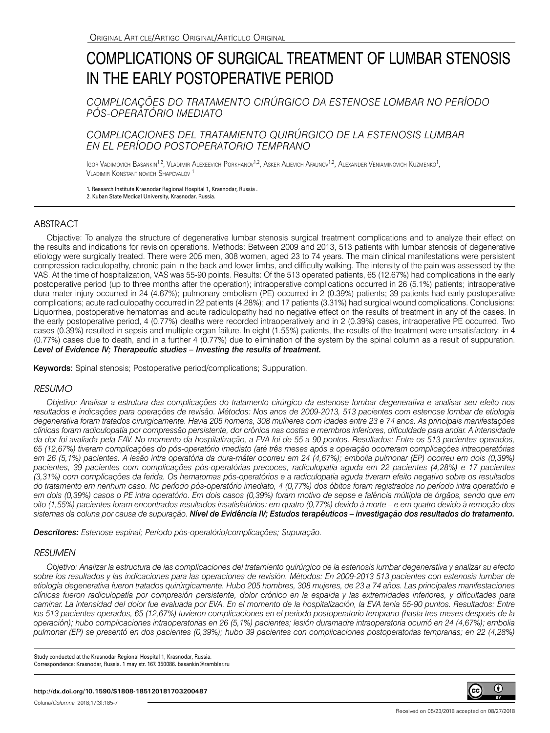Original Article/Artigo Original/Artículo Original

# COMPLICATIONS OF SURGICAL TREATMENT OF LUMBAR STENOSIS IN THE EARLY POSTOPERATIVE PERIOD

## *COMPLICAÇÕES DO TRATAMENTO CIRÚRGICO DA ESTENOSE LOMBAR NO PERÍODO PÓS-OPERATÓRIO IMEDIATO*

## *COMPLICACIONES DEL TRATAMIENTO QUIRÚRGICO DE LA ESTENOSIS LUMBAR EN EL PERÍODO POSTOPERATORIO TEMPRANO*

Igor Vadimovich Basankin[1,2], Vladimir Alexeevich Porkhanov[1,2], Asker Alievich Afaunov[1,2], Alexander Veniaminovich Kuzmenko[1], Vladimir Konstantinovich Shapovalov [1]

1. Research Institute Krasnodar Regional Hospital 1, Krasnodar, Russia .
2. Kuban State Medical University, Krasnodar, Russia.

## ABSTRACT

Objective: To analyze the structure of degenerative lumbar stenosis surgical treatment complications and to analyze their effect on the results and indications for revision operations. Methods: Between 2009 and 2013, 513 patients with lumbar stenosis of degenerative etiology were surgically treated. There were 205 men, 308 women, aged 23 to 74 years. The main clinical manifestations were persistent compression radiculopathy, chronic pain in the back and lower limbs, and difficulty walking. The intensity of the pain was assessed by the VAS. At the time of hospitalization, VAS was 55-90 points. Results: Of the 513 operated patients, 65 (12.67%) had complications in the early postoperative period (up to three months after the operation); intraoperative complications occurred in 26 (5.1%) patients; intraoperative dura mater injury occurred in 24 (4.67%); pulmonary embolism (PE) occurred in 2 (0.39%) patients; 39 patients had early postoperative complications; acute radiculopathy occurred in 22 patients (4.28%); and 17 patients (3.31%) had surgical wound complications. Conclusions: Liquorrhea, postoperative hematomas and acute radiculopathy had no negative effect on the results of treatment in any of the cases. In the early postoperative period, 4 (0.77%) deaths were recorded intraoperatively and in 2 (0.39%) cases, intraoperative PE occurred. Two cases (0.39%) resulted in sepsis and multiple organ failure. In eight (1.55%) patients, the results of the treatment were unsatisfactory: in 4 (0.77%) cases due to death, and in a further 4 (0.77%) due to elimination of the system by the spinal column as a result of suppuration. ***Level of Evidence IV; Therapeutic studies – Investing the results of treatment.***

**Keywords:** Spinal stenosis; Postoperative period/complications; Suppuration.

## *RESUMO*

*Objetivo: Analisar a estrutura das complicações do tratamento cirúrgico da estenose lombar degenerativa e analisar seu efeito nos resultados e indicações para operações de revisão. Métodos: Nos anos de 2009-2013, 513 pacientes com estenose lombar de etiologia degenerativa foram tratados cirurgicamente. Havia 205 homens, 308 mulheres com idades entre 23 e 74 anos. As principais manifestações clínicas foram radiculopatia por compressão persistente, dor crônica nas costas e membros inferiores, dificuldade para andar. A intensidade da dor foi avaliada pela EAV. No momento da hospitalização, a EVA foi de 55 a 90 pontos. Resultados: Entre os 513 pacientes operados, 65 (12,67%) tiveram complicações do pós-operatório imediato (até três meses após a operação ocorreram complicações intraoperatórias em 26 (5,1%) pacientes. A lesão intra operatória da dura-máter ocorreu em 24 (4,67%); embolia pulmonar (EP) ocorreu em dois (0,39%) pacientes, 39 pacientes com complicações pós-operatórias precoces, radiculopatia aguda em 22 pacientes (4,28%) e 17 pacientes (3,31%) com complicações da ferida. Os hematomas pós-operatórios e a radiculopatia aguda tiveram efeito negativo sobre os resultados do tratamento em nenhum caso. No período pós-operatório imediato, 4 (0,77%) dos óbitos foram registrados no período intra operatório e em dois (0,39%) casos o PE intra operatório. Em dois casos (0,39%) foram motivo de sepse e falência múltipla de órgãos, sendo que em oito (1,55%) pacientes foram encontrados resultados insatisfatórios: em quatro (0,77%) devido à morte – e em quatro devido à remoção dos sistemas da coluna por causa de supuração.* ***Nível de Evidência IV; Estudos terapêuticos – investigação dos resultados do tratamento.***

***Descritores:*** *Estenose espinal; Período pós-operatório/complicações; Supuração.*

## *RESUMEN*

*Objetivo: Analizar la estructura de las complicaciones del tratamiento quirúrgico de la estenosis lumbar degenerativa y analizar su efecto sobre los resultados y las indicaciones para las operaciones de revisión. Métodos: En 2009-2013 513 pacientes con estenosis lumbar de etiología degenerativa fueron tratados quirúrgicamente. Hubo 205 hombres, 308 mujeres, de 23 a 74 años. Las principales manifestaciones clínicas fueron radiculopatía por compresión persistente, dolor crónico en la espalda y las extremidades inferiores, y dificultades para caminar. La intensidad del dolor fue evaluada por EVA. En el momento de la hospitalización, la EVA tenía 55-90 puntos. Resultados: Entre los 513 pacientes operados, 65 (12,67%) tuvieron complicaciones en el período postoperatorio temprano (hasta tres meses después de la operación); hubo complicaciones intraoperatorias en 26 (5,1%) pacientes; lesión duramadre intraoperatoria ocurrió en 24 (4,67%); embolia pulmonar (EP) se presentó en dos pacientes (0,39%); hubo 39 pacientes con complicaciones postoperatorias tempranas; en 22 (4,28%)*

Study conducted at the Krasnodar Regional Hospital 1, Krasnodar, Russia.
Correspondence: Krasnodar, Russia. 1 may str. 167. 350086. basankin@rambler.ru

**http://dx.doi.org/10.1590/S1808-185120181703200487**

Received on 05/23/2018 accepted on 08/27/2018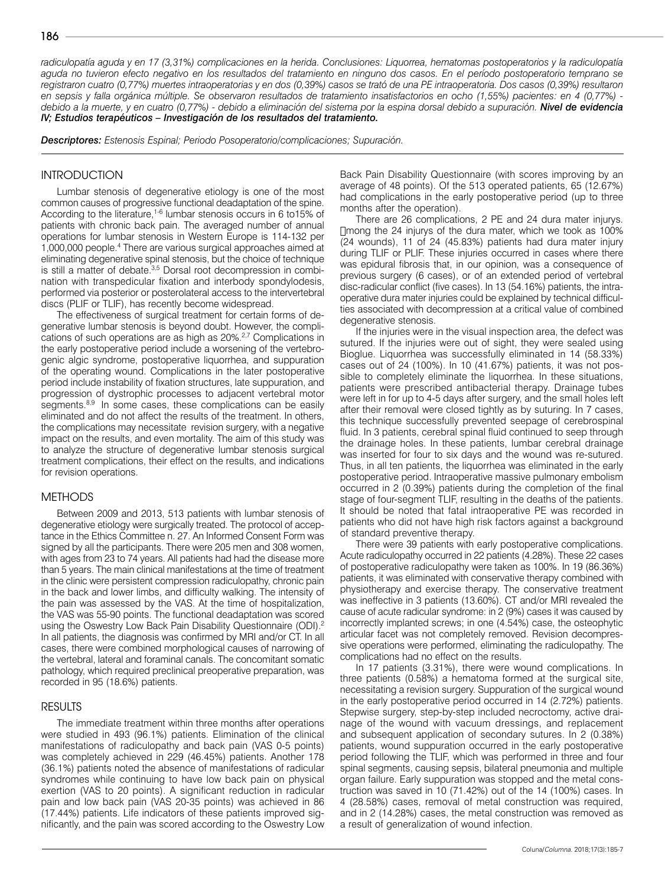*radiculopatía aguda y en 17 (3,31%) complicaciones en la herida. Conclusiones: Liquorrea, hematomas postoperatorios y la radiculopatía aguda no tuvieron efecto negativo en los resultados del tratamiento en ninguno dos casos. En el período postoperatorio temprano se registraron cuatro (0,77%) muertes intraoperatorias y en dos (0,39%) casos se trató de una PE intraoperatoria. Dos casos (0,39%) resultaron en sepsis y falla orgánica múltiple. Se observaron resultados de tratamiento insatisfactorios en ocho (1,55%) pacientes: en 4 (0,77%) - debido a la muerte, y en cuatro (0,77%) - debido a eliminación del sistema por la espina dorsal debido a supuración.* ***Nivel de evidencia IV; Estudios terapéuticos – Investigación de los resultados del tratamiento.***

***Descriptores:*** *Estenosis Espinal; Periodo Posoperatorio/complicaciones; Supuración.*

## INTRODUCTION

Lumbar stenosis of degenerative etiology is one of the most common causes of progressive functional deadaptation of the spine. According to the literature,[1-6] lumbar stenosis occurs in 6 to15% of patients with chronic back pain. The averaged number of annual operations for lumbar stenosis in Western Europe is 114-132 per 1,000,000 people.[4] There are various surgical approaches aimed at eliminating degenerative spinal stenosis, but the choice of technique is still a matter of debate.[3,5] Dorsal root decompression in combination with transpedicular fixation and interbody spondylodesis, performed via posterior or posterolateral access to the intervertebral discs (PLIF or TLIF), has recently become widespread.

The effectiveness of surgical treatment for certain forms of degenerative lumbar stenosis is beyond doubt. However, the complications of such operations are as high as 20%.[2,7] Complications in the early postoperative period include a worsening of the vertebrogenic algic syndrome, postoperative liquorrhea, and suppuration of the operating wound. Complications in the later postoperative period include instability of fixation structures, late suppuration, and progression of dystrophic processes to adjacent vertebral motor segments.[8,9] In some cases, these complications can be easily eliminated and do not affect the results of the treatment. In others, the complications may necessitate revision surgery, with a negative impact on the results, and even mortality. The aim of this study was to analyze the structure of degenerative lumbar stenosis surgical treatment complications, their effect on the results, and indications for revision operations.

## METHODS

Between 2009 and 2013, 513 patients with lumbar stenosis of degenerative etiology were surgically treated. The protocol of acceptance in the Ethics Committee n. 27. An Informed Consent Form was signed by all the participants. There were 205 men and 308 women, with ages from 23 to 74 years. All patients had had the disease more than 5 years. The main clinical manifestations at the time of treatment in the clinic were persistent compression radiculopathy, chronic pain in the back and lower limbs, and difficulty walking. The intensity of the pain was assessed by the VAS. At the time of hospitalization, the VAS was 55-90 points. The functional deadaptation was scored using the Oswestry Low Back Pain Disability Questionnaire (ODI).[2] In all patients, the diagnosis was confirmed by MRI and/or CT. In all cases, there were combined morphological causes of narrowing of the vertebral, lateral and foraminal canals. The concomitant somatic pathology, which required preclinical preoperative preparation, was recorded in 95 (18.6%) patients.

## RESULTS

The immediate treatment within three months after operations were studied in 493 (96.1%) patients. Elimination of the clinical manifestations of radiculopathy and back pain (VAS 0-5 points) was completely achieved in 229 (46.45%) patients. Another 178 (36.1%) patients noted the absence of manifestations of radicular syndromes while continuing to have low back pain on physical exertion (VAS to 20 points). A significant reduction in radicular pain and low back pain (VAS 20-35 points) was achieved in 86 (17.44%) patients. Life indicators of these patients improved significantly, and the pain was scored according to the Oswestry Low Back Pain Disability Questionnaire (with scores improving by an average of 48 points). Of the 513 operated patients, 65 (12.67%) had complications in the early postoperative period (up to three months after the operation).

There are 26 complications, 2 PE and 24 dura mater injurys. Among the 24 injurys of the dura mater, which we took as 100% (24 wounds), 11 of 24 (45.83%) patients had dura mater injury during TLIF or PLIF. These injuries occurred in cases where there was epidural fibrosis that, in our opinion, was a consequence of previous surgery (6 cases), or of an extended period of vertebral disc-radicular conflict (five cases). In 13 (54.16%) patients, the intraoperative dura mater injuries could be explained by technical difficulties associated with decompression at a critical value of combined degenerative stenosis.

If the injuries were in the visual inspection area, the defect was sutured. If the injuries were out of sight, they were sealed using Bioglue. Liquorrhea was successfully eliminated in 14 (58.33%) cases out of 24 (100%). In 10 (41.67%) patients, it was not possible to completely eliminate the liquorrhea. In these situations, patients were prescribed antibacterial therapy. Drainage tubes were left in for up to 4-5 days after surgery, and the small holes left after their removal were closed tightly as by suturing. In 7 cases, this technique successfully prevented seepage of cerebrospinal fluid. In 3 patients, cerebral spinal fluid continued to seep through the drainage holes. In these patients, lumbar cerebral drainage was inserted for four to six days and the wound was re-sutured. Thus, in all ten patients, the liquorrhea was eliminated in the early postoperative period. Intraoperative massive pulmonary embolism occurred in 2 (0.39%) patients during the completion of the final stage of four-segment TLIF, resulting in the deaths of the patients. It should be noted that fatal intraoperative PE was recorded in patients who did not have high risk factors against a background of standard preventive therapy.

There were 39 patients with early postoperative complications. Acute radiculopathy occurred in 22 patients (4.28%). These 22 cases of postoperative radiculopathy were taken as 100%. In 19 (86.36%) patients, it was eliminated with conservative therapy combined with physiotherapy and exercise therapy. The conservative treatment was ineffective in 3 patients (13.60%). CT and/or MRI revealed the cause of acute radicular syndrome: in 2 (9%) cases it was caused by incorrectly implanted screws; in one (4.54%) case, the osteophytic articular facet was not completely removed. Revision decompressive operations were performed, eliminating the radiculopathy. The complications had no effect on the results.

In 17 patients (3.31%), there were wound complications. In three patients (0.58%) a hematoma formed at the surgical site, necessitating a revision surgery. Suppuration of the surgical wound in the early postoperative period occurred in 14 (2.72%) patients. Stepwise surgery, step-by-step included necroctomy, active drainage of the wound with vacuum dressings, and replacement and subsequent application of secondary sutures. In 2 (0.38%) patients, wound suppuration occurred in the early postoperative period following the TLIF, which was performed in three and four spinal segments, causing sepsis, bilateral pneumonia and multiple organ failure. Early suppuration was stopped and the metal construction was saved in 10 (71.42%) out of the 14 (100%) cases. In 4 (28.58%) cases, removal of metal construction was required, and in 2 (14.28%) cases, the metal construction was removed as a result of generalization of wound infection.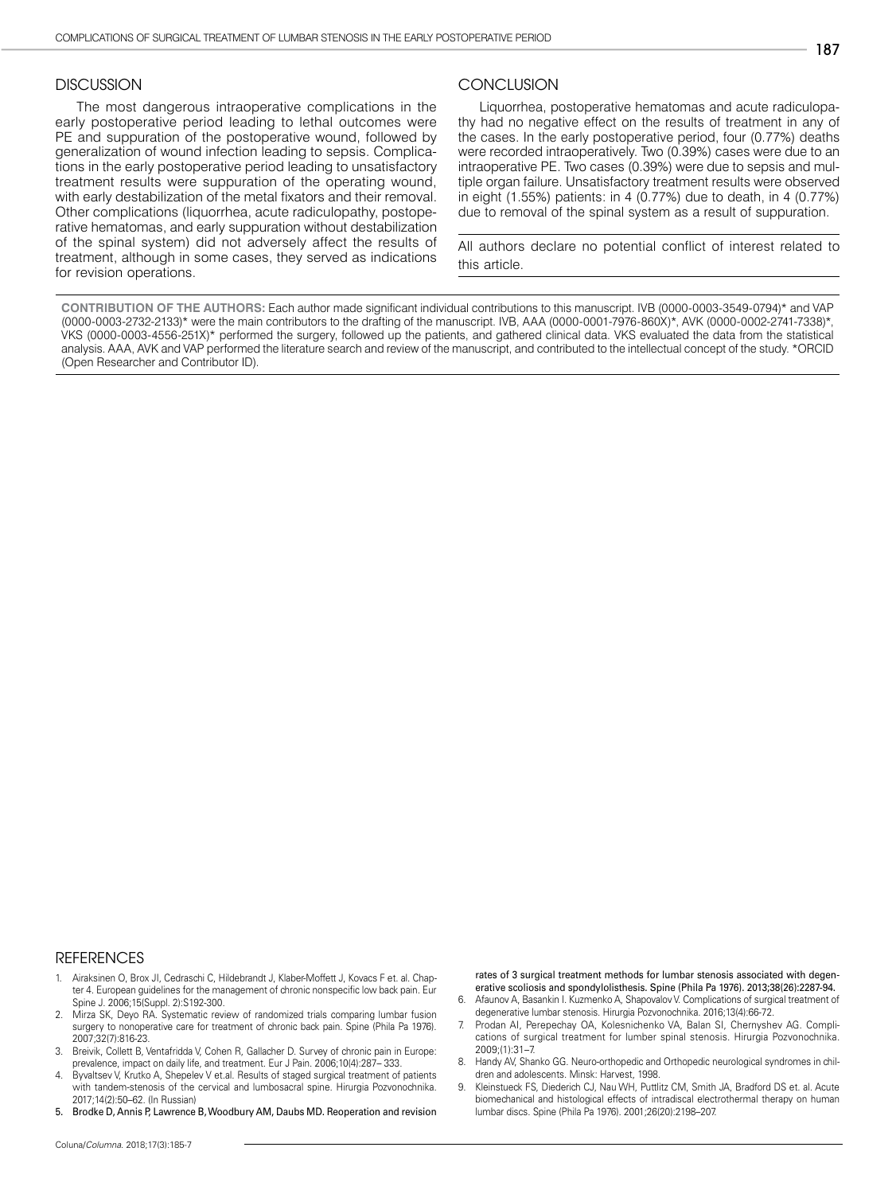## DISCUSSION

The most dangerous intraoperative complications in the early postoperative period leading to lethal outcomes were PE and suppuration of the postoperative wound, followed by generalization of wound infection leading to sepsis. Complications in the early postoperative period leading to unsatisfactory treatment results were suppuration of the operating wound, with early destabilization of the metal fixators and their removal. Other complications (liquorrhea, acute radiculopathy, postoperative hematomas, and early suppuration without destabilization of the spinal system) did not adversely affect the results of treatment, although in some cases, they served as indications for revision operations.

## CONCLUSION

Liquorrhea, postoperative hematomas and acute radiculopathy had no negative effect on the results of treatment in any of the cases. In the early postoperative period, four (0.77%) deaths were recorded intraoperatively. Two (0.39%) cases were due to an intraoperative PE. Two cases (0.39%) were due to sepsis and multiple organ failure. Unsatisfactory treatment results were observed in eight (1.55%) patients: in 4 (0.77%) due to death, in 4 (0.77%) due to removal of the spinal system as a result of suppuration.

All authors declare no potential conflict of interest related to this article.

**CONTRIBUTION OF THE AUTHORS:** Each author made significant individual contributions to this manuscript. IVB (0000-0003-3549-0794)* and VAP (0000-0003-2732-2133)* were the main contributors to the drafting of the manuscript. IVB, AAA (0000-0001-7976-860X)*, AVK (0000-0002-2741-7338)*, VKS (0000-0003-4556-251X)* performed the surgery, followed up the patients, and gathered clinical data. VKS evaluated the data from the statistical analysis. AAA, AVK and VAP performed the literature search and review of the manuscript, and contributed to the intellectual concept of the study. *ORCID (Open Researcher and Contributor ID).

## REFERENCES

1. Airaksinen O, Brox JI, Cedraschi C, Hildebrandt J, Klaber-Moffett J, Kovacs F et. al. Chapter 4. European guidelines for the management of chronic nonspecific low back pain. Eur Spine J. 2006;15(Suppl. 2):S192-300.
2. Mirza SK, Deyo RA. Systematic review of randomized trials comparing lumbar fusion surgery to nonoperative care for treatment of chronic back pain. Spine (Phila Pa 1976). 2007;32(7):816-23.
3. Breivik, Collett B, Ventafridda V, Cohen R, Gallacher D. Survey of chronic pain in Europe: prevalence, impact on daily life, and treatment. Eur J Pain. 2006;10(4):287– 333.
4. Byvaltsev V, Krutko A, Shepelev V et.al. Results of staged surgical treatment of patients with tandem-stenosis of the cervical and lumbosacral spine. Hirurgia Pozvonochnika. 2017;14(2):50–62. (In Russian)
5. Brodke D, Annis P, Lawrence B, Woodbury AM, Daubs MD. Reoperation and revision rates of 3 surgical treatment methods for lumbar stenosis associated with degenerative scoliosis and spondylolisthesis. Spine (Phila Pa 1976). 2013;38(26):2287-94.
6. Afaunov A, Basankin I. Kuzmenko A, Shapovalov V. Complications of surgical treatment of degenerative lumbar stenosis. Hirurgia Pozvonochnika. 2016;13(4):66-72.
7. Prodan AI, Perepechay OA, Kolesnichenko VA, Balan SI, Chernyshev AG. Complications of surgical treatment for lumber spinal stenosis. Hirurgia Pozvonochnika. 2009;(1):31–7.
8. Handy AV, Shanko GG. Neuro-orthopedic and Orthopedic neurological syndromes in children and adolescents. Minsk: Harvest, 1998.
9. Kleinstueck FS, Diederich CJ, Nau WH, Puttlitz CM, Smith JA, Bradford DS et. al. Acute biomechanical and histological effects of intradiscal electrothermal therapy on human lumbar discs. Spine (Phila Pa 1976). 2001;26(20):2198–207.